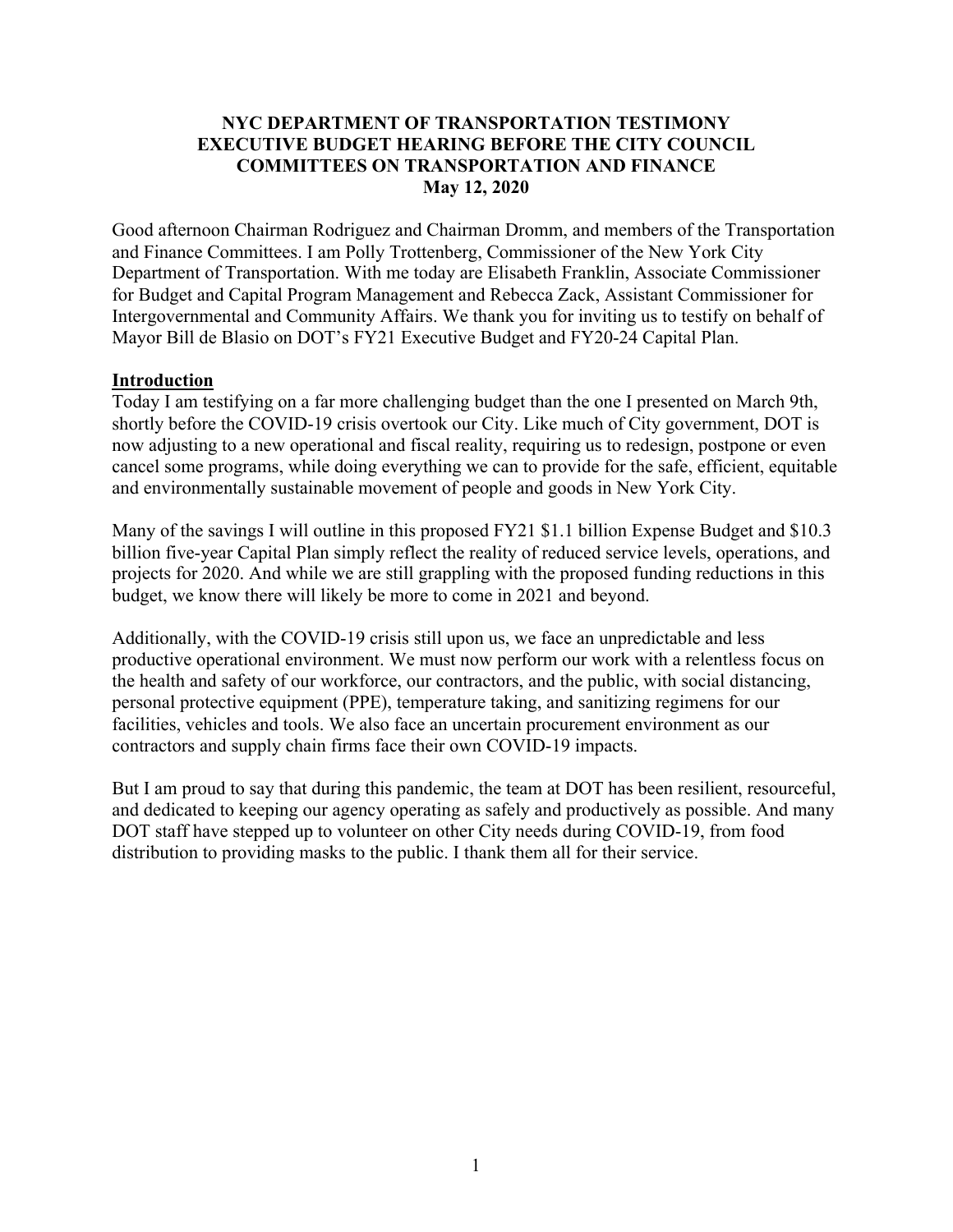# NYC DEPARTMENT OF TRANSPORTATION TESTIMONY
# EXECUTIVE BUDGET HEARING BEFORE THE CITY COUNCIL
# COMMITTEES ON TRANSPORTATION AND FINANCE
# May 12, 2020

Good afternoon Chairman Rodriguez and Chairman Dromm, and members of the Transportation and Finance Committees. I am Polly Trottenberg, Commissioner of the New York City Department of Transportation. With me today are Elisabeth Franklin, Associate Commissioner for Budget and Capital Program Management and Rebecca Zack, Assistant Commissioner for Intergovernmental and Community Affairs. We thank you for inviting us to testify on behalf of Mayor Bill de Blasio on DOT's FY21 Executive Budget and FY20-24 Capital Plan.

## Introduction

Today I am testifying on a far more challenging budget than the one I presented on March 9th, shortly before the COVID-19 crisis overtook our City. Like much of City government, DOT is now adjusting to a new operational and fiscal reality, requiring us to redesign, postpone or even cancel some programs, while doing everything we can to provide for the safe, efficient, equitable and environmentally sustainable movement of people and goods in New York City.

Many of the savings I will outline in this proposed FY21 $1.1 billion Expense Budget and $10.3 billion five-year Capital Plan simply reflect the reality of reduced service levels, operations, and projects for 2020. And while we are still grappling with the proposed funding reductions in this budget, we know there will likely be more to come in 2021 and beyond.

Additionally, with the COVID-19 crisis still upon us, we face an unpredictable and less productive operational environment. We must now perform our work with a relentless focus on the health and safety of our workforce, our contractors, and the public, with social distancing, personal protective equipment (PPE), temperature taking, and sanitizing regimens for our facilities, vehicles and tools. We also face an uncertain procurement environment as our contractors and supply chain firms face their own COVID-19 impacts.

But I am proud to say that during this pandemic, the team at DOT has been resilient, resourceful, and dedicated to keeping our agency operating as safely and productively as possible. And many DOT staff have stepped up to volunteer on other City needs during COVID-19, from food distribution to providing masks to the public. I thank them all for their service.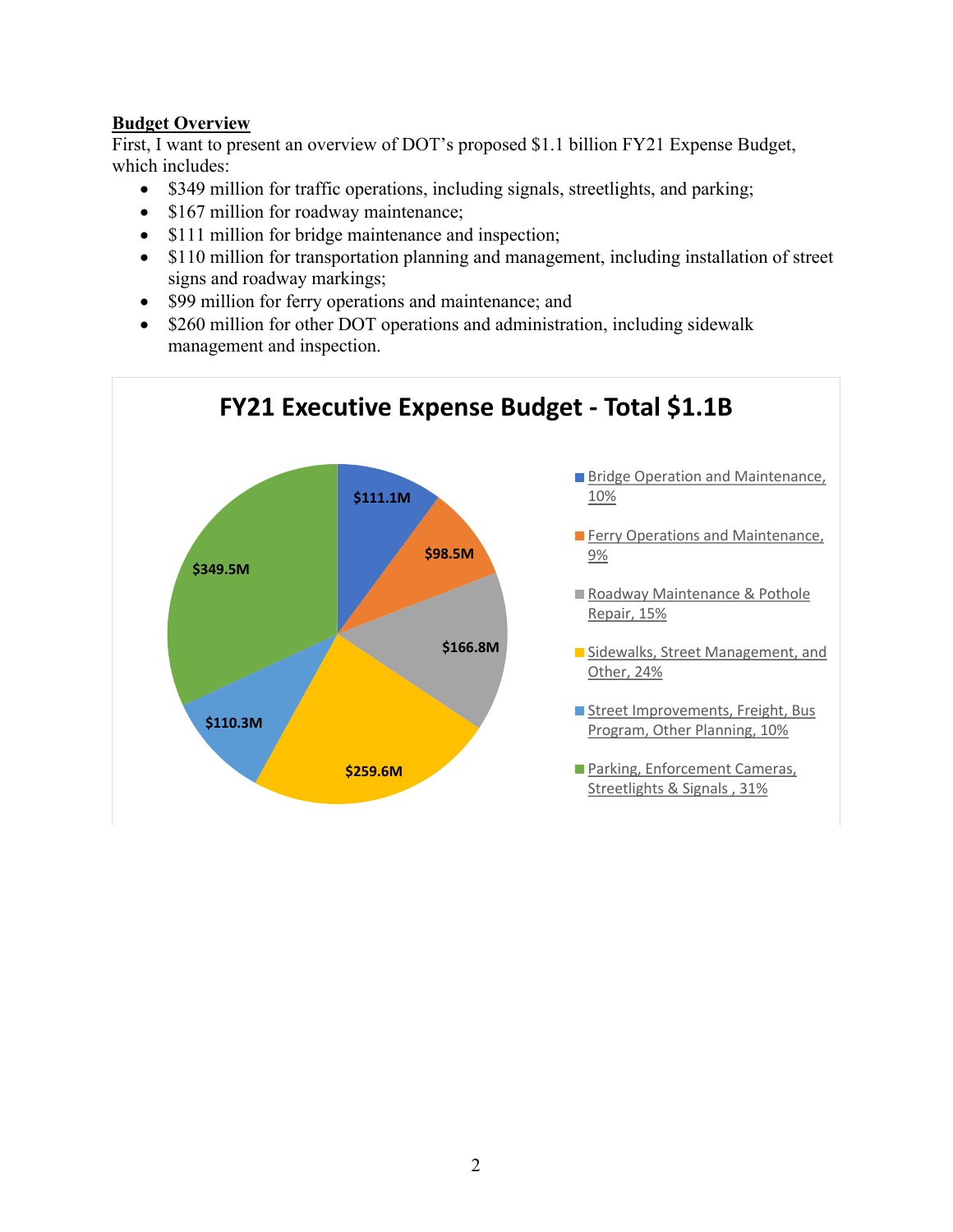**Budget Overview**

First, I want to present an overview of DOT's proposed $1.1 billion FY21 Expense Budget, which includes:

- $349 million for traffic operations, including signals, streetlights, and parking;
- $167 million for roadway maintenance;
- $111 million for bridge maintenance and inspection;
- $110 million for transportation planning and management, including installation of street signs and roadway markings;
- $99 million for ferry operations and maintenance; and
- $260 million for other DOT operations and administration, including sidewalk management and inspection.

**FY21 Executive Expense Budget - Total $1.1B**

| Category | Amount | Share |
|---|---|---|
| Bridge Operation and Maintenance | $111.1M | 10% |
| Ferry Operations and Maintenance | $98.5M | 9% |
| Roadway Maintenance & Pothole Repair | $166.8M | 15% |
| Sidewalks, Street Management, and Other | $259.6M | 24% |
| Street Improvements, Freight, Bus Program, Other Planning | $110.3M | 10% |
| Parking, Enforcement Cameras, Streetlights & Signals | $349.5M | 31% |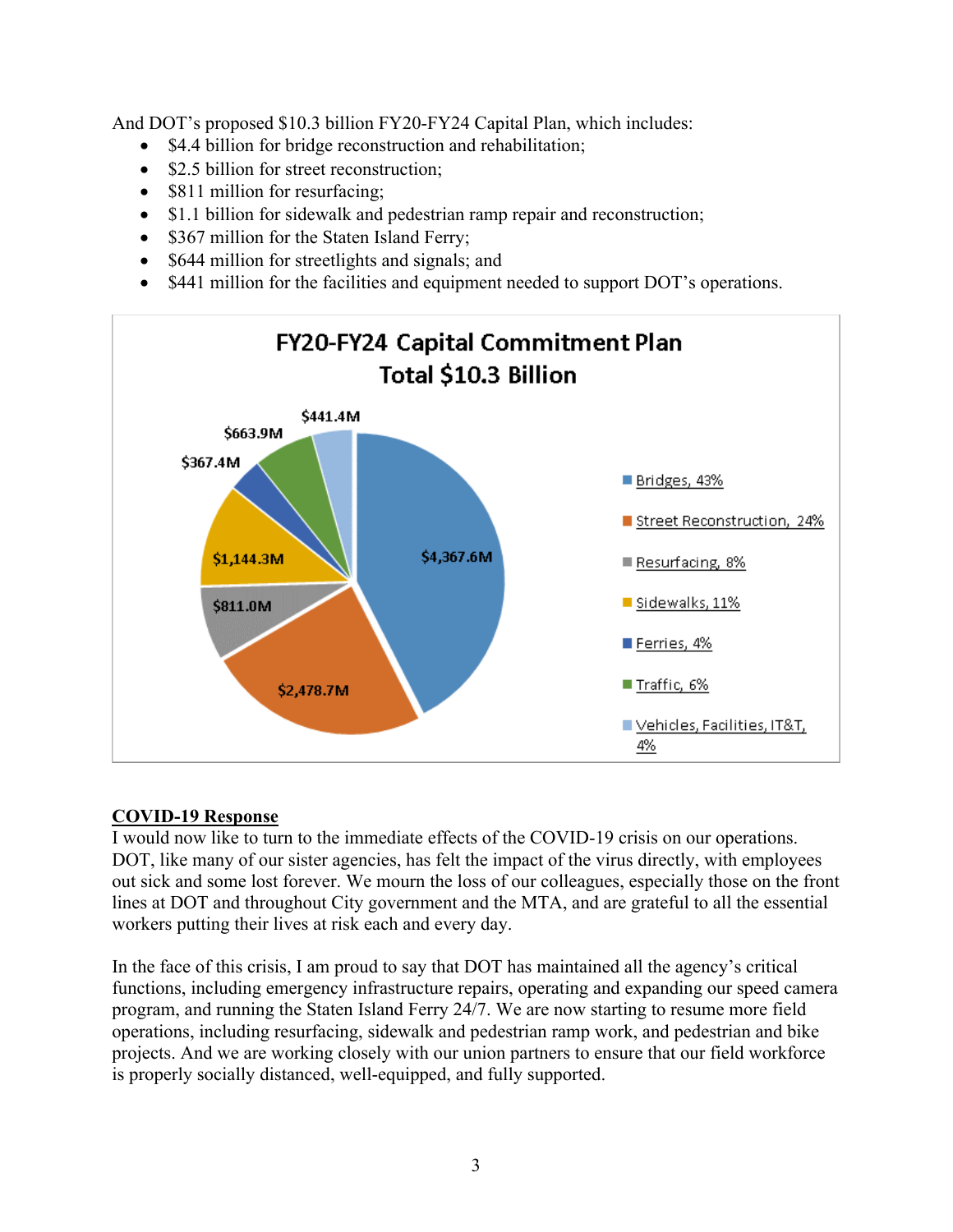And DOT's proposed $10.3 billion FY20-FY24 Capital Plan, which includes:

- $4.4 billion for bridge reconstruction and rehabilitation;
- $2.5 billion for street reconstruction;
- $811 million for resurfacing;
- $1.1 billion for sidewalk and pedestrian ramp repair and reconstruction;
- $367 million for the Staten Island Ferry;
- $644 million for streetlights and signals; and
- $441 million for the facilities and equipment needed to support DOT's operations.

**FY20-FY24 Capital Commitment Plan**
**Total $10.3 Billion**

| Category | Amount | Share |
| --- | --- | --- |
| Bridges | $4,367.6M | 43% |
| Street Reconstruction | $2,478.7M | 24% |
| Resurfacing | $811.0M | 8% |
| Sidewalks | $1,144.3M | 11% |
| Ferries | $367.4M | 4% |
| Traffic | $663.9M | 6% |
| Vehicles, Facilities, IT&T | $441.4M | 4% |

## COVID-19 Response

I would now like to turn to the immediate effects of the COVID-19 crisis on our operations. DOT, like many of our sister agencies, has felt the impact of the virus directly, with employees out sick and some lost forever. We mourn the loss of our colleagues, especially those on the front lines at DOT and throughout City government and the MTA, and are grateful to all the essential workers putting their lives at risk each and every day.

In the face of this crisis, I am proud to say that DOT has maintained all the agency's critical functions, including emergency infrastructure repairs, operating and expanding our speed camera program, and running the Staten Island Ferry 24/7. We are now starting to resume more field operations, including resurfacing, sidewalk and pedestrian ramp work, and pedestrian and bike projects. And we are working closely with our union partners to ensure that our field workforce is properly socially distanced, well-equipped, and fully supported.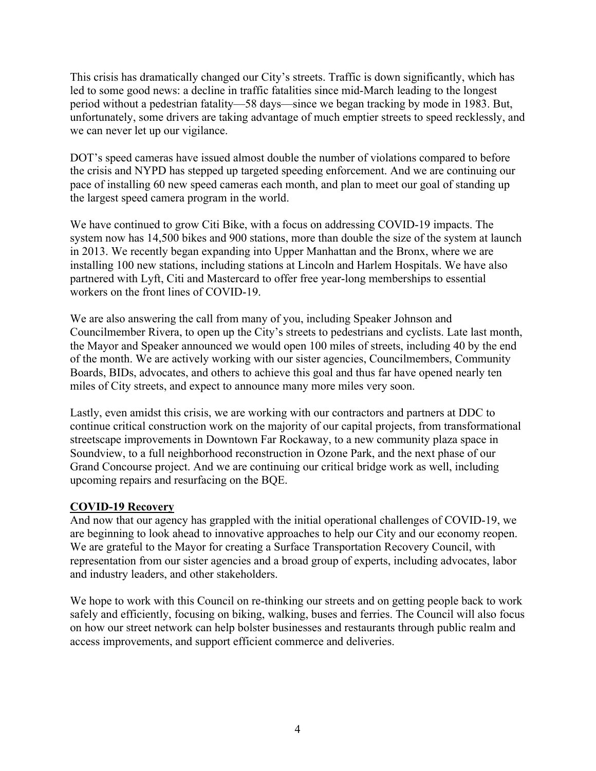This crisis has dramatically changed our City's streets. Traffic is down significantly, which has led to some good news: a decline in traffic fatalities since mid-March leading to the longest period without a pedestrian fatality—58 days—since we began tracking by mode in 1983. But, unfortunately, some drivers are taking advantage of much emptier streets to speed recklessly, and we can never let up our vigilance.

DOT's speed cameras have issued almost double the number of violations compared to before the crisis and NYPD has stepped up targeted speeding enforcement. And we are continuing our pace of installing 60 new speed cameras each month, and plan to meet our goal of standing up the largest speed camera program in the world.

We have continued to grow Citi Bike, with a focus on addressing COVID-19 impacts. The system now has 14,500 bikes and 900 stations, more than double the size of the system at launch in 2013. We recently began expanding into Upper Manhattan and the Bronx, where we are installing 100 new stations, including stations at Lincoln and Harlem Hospitals. We have also partnered with Lyft, Citi and Mastercard to offer free year-long memberships to essential workers on the front lines of COVID-19.

We are also answering the call from many of you, including Speaker Johnson and Councilmember Rivera, to open up the City's streets to pedestrians and cyclists. Late last month, the Mayor and Speaker announced we would open 100 miles of streets, including 40 by the end of the month. We are actively working with our sister agencies, Councilmembers, Community Boards, BIDs, advocates, and others to achieve this goal and thus far have opened nearly ten miles of City streets, and expect to announce many more miles very soon.

Lastly, even amidst this crisis, we are working with our contractors and partners at DDC to continue critical construction work on the majority of our capital projects, from transformational streetscape improvements in Downtown Far Rockaway, to a new community plaza space in Soundview, to a full neighborhood reconstruction in Ozone Park, and the next phase of our Grand Concourse project. And we are continuing our critical bridge work as well, including upcoming repairs and resurfacing on the BQE.

**COVID-19 Recovery**

And now that our agency has grappled with the initial operational challenges of COVID-19, we are beginning to look ahead to innovative approaches to help our City and our economy reopen. We are grateful to the Mayor for creating a Surface Transportation Recovery Council, with representation from our sister agencies and a broad group of experts, including advocates, labor and industry leaders, and other stakeholders.

We hope to work with this Council on re-thinking our streets and on getting people back to work safely and efficiently, focusing on biking, walking, buses and ferries. The Council will also focus on how our street network can help bolster businesses and restaurants through public realm and access improvements, and support efficient commerce and deliveries.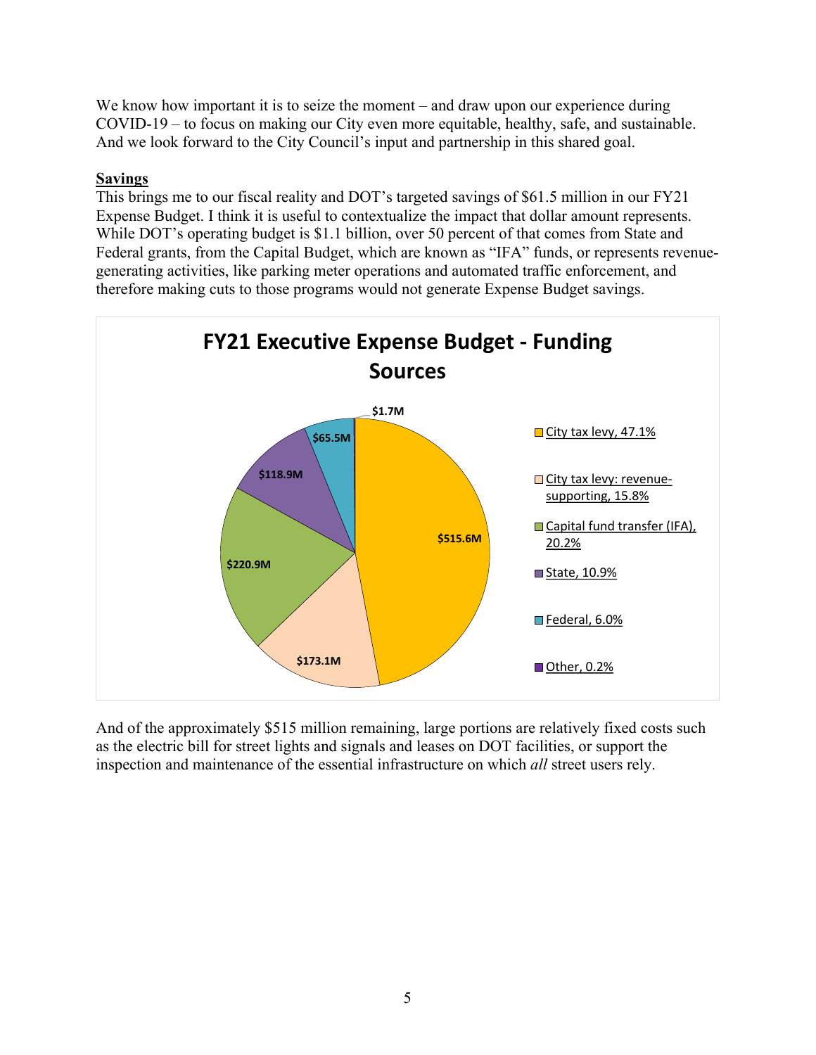We know how important it is to seize the moment – and draw upon our experience during COVID-19 – to focus on making our City even more equitable, healthy, safe, and sustainable. And we look forward to the City Council's input and partnership in this shared goal.

**Savings**

This brings me to our fiscal reality and DOT's targeted savings of $61.5 million in our FY21 Expense Budget. I think it is useful to contextualize the impact that dollar amount represents. While DOT's operating budget is $1.1 billion, over 50 percent of that comes from State and Federal grants, from the Capital Budget, which are known as "IFA" funds, or represents revenue-generating activities, like parking meter operations and automated traffic enforcement, and therefore making cuts to those programs would not generate Expense Budget savings.

**FY21 Executive Expense Budget - Funding Sources**

| Funding Source | Amount | Share |
|---|---|---|
| City tax levy | $515.6M | 47.1% |
| City tax levy: revenue-supporting | $173.1M | 15.8% |
| Capital fund transfer (IFA) | $220.9M | 20.2% |
| State | $118.9M | 10.9% |
| Federal | $65.5M | 6.0% |
| Other | $1.7M | 0.2% |

And of the approximately $515 million remaining, large portions are relatively fixed costs such as the electric bill for street lights and signals and leases on DOT facilities, or support the inspection and maintenance of the essential infrastructure on which *all* street users rely.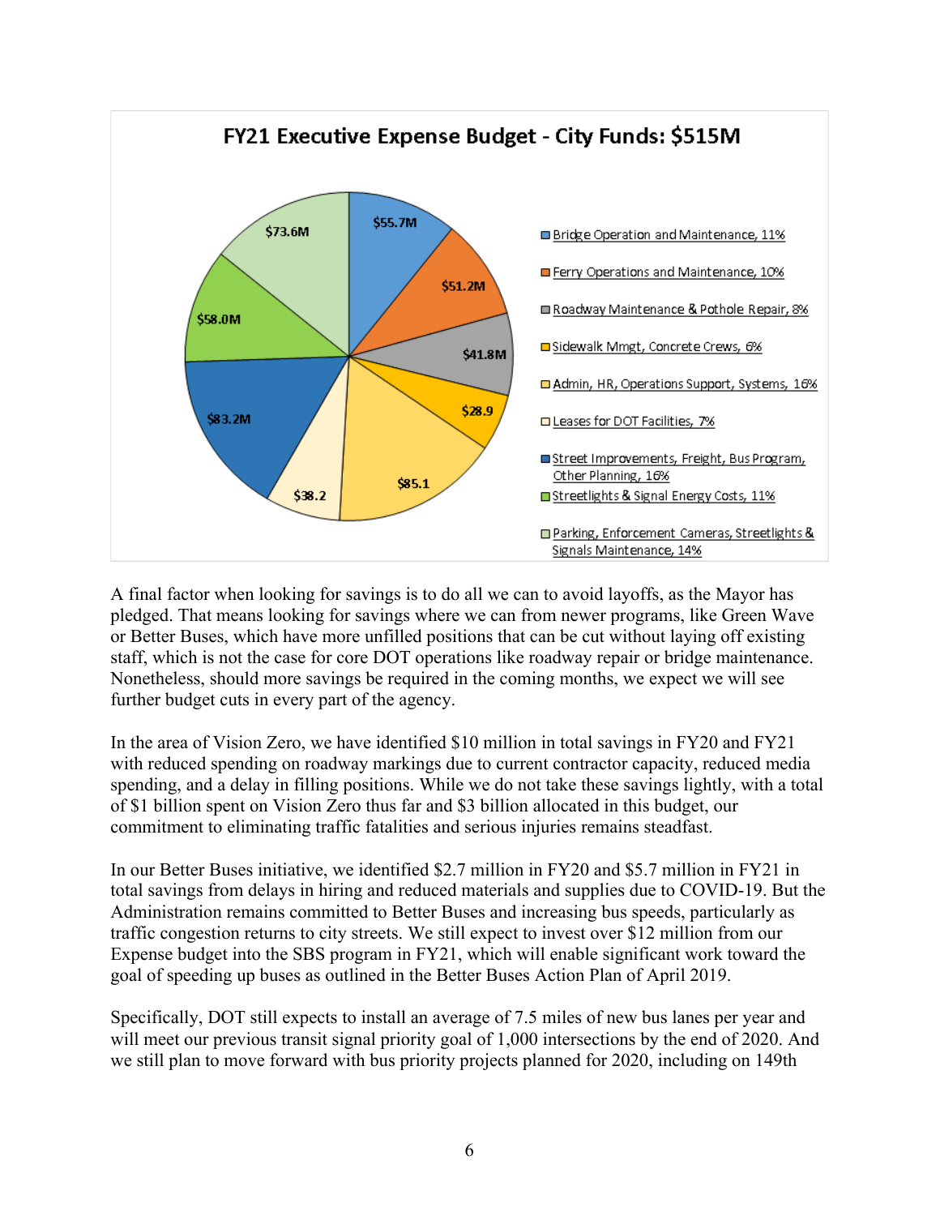**FY21 Executive Expense Budget - City Funds: $515M**

| Category | Amount | Share |
|---|---|---|
| Bridge Operation and Maintenance | $55.7M | 11% |
| Ferry Operations and Maintenance | $51.2M | 10% |
| Roadway Maintenance & Pothole Repair | $41.8M | 8% |
| Sidewalk Mmgt, Concrete Crews | $28.9 | 6% |
| Admin, HR, Operations Support, Systems | $85.1 | 16% |
| Leases for DOT Facilities | $38.2 | 7% |
| Street Improvements, Freight, Bus Program, Other Planning | $83.2M | 16% |
| Streetlights & Signal Energy Costs | $58.0M | 11% |
| Parking, Enforcement Cameras, Streetlights & Signals Maintenance | $73.6M | 14% |

A final factor when looking for savings is to do all we can to avoid layoffs, as the Mayor has pledged. That means looking for savings where we can from newer programs, like Green Wave or Better Buses, which have more unfilled positions that can be cut without laying off existing staff, which is not the case for core DOT operations like roadway repair or bridge maintenance. Nonetheless, should more savings be required in the coming months, we expect we will see further budget cuts in every part of the agency.

In the area of Vision Zero, we have identified $10 million in total savings in FY20 and FY21 with reduced spending on roadway markings due to current contractor capacity, reduced media spending, and a delay in filling positions. While we do not take these savings lightly, with a total of $1 billion spent on Vision Zero thus far and $3 billion allocated in this budget, our commitment to eliminating traffic fatalities and serious injuries remains steadfast.

In our Better Buses initiative, we identified $2.7 million in FY20 and $5.7 million in FY21 in total savings from delays in hiring and reduced materials and supplies due to COVID-19. But the Administration remains committed to Better Buses and increasing bus speeds, particularly as traffic congestion returns to city streets. We still expect to invest over $12 million from our Expense budget into the SBS program in FY21, which will enable significant work toward the goal of speeding up buses as outlined in the Better Buses Action Plan of April 2019.

Specifically, DOT still expects to install an average of 7.5 miles of new bus lanes per year and will meet our previous transit signal priority goal of 1,000 intersections by the end of 2020. And we still plan to move forward with bus priority projects planned for 2020, including on 149th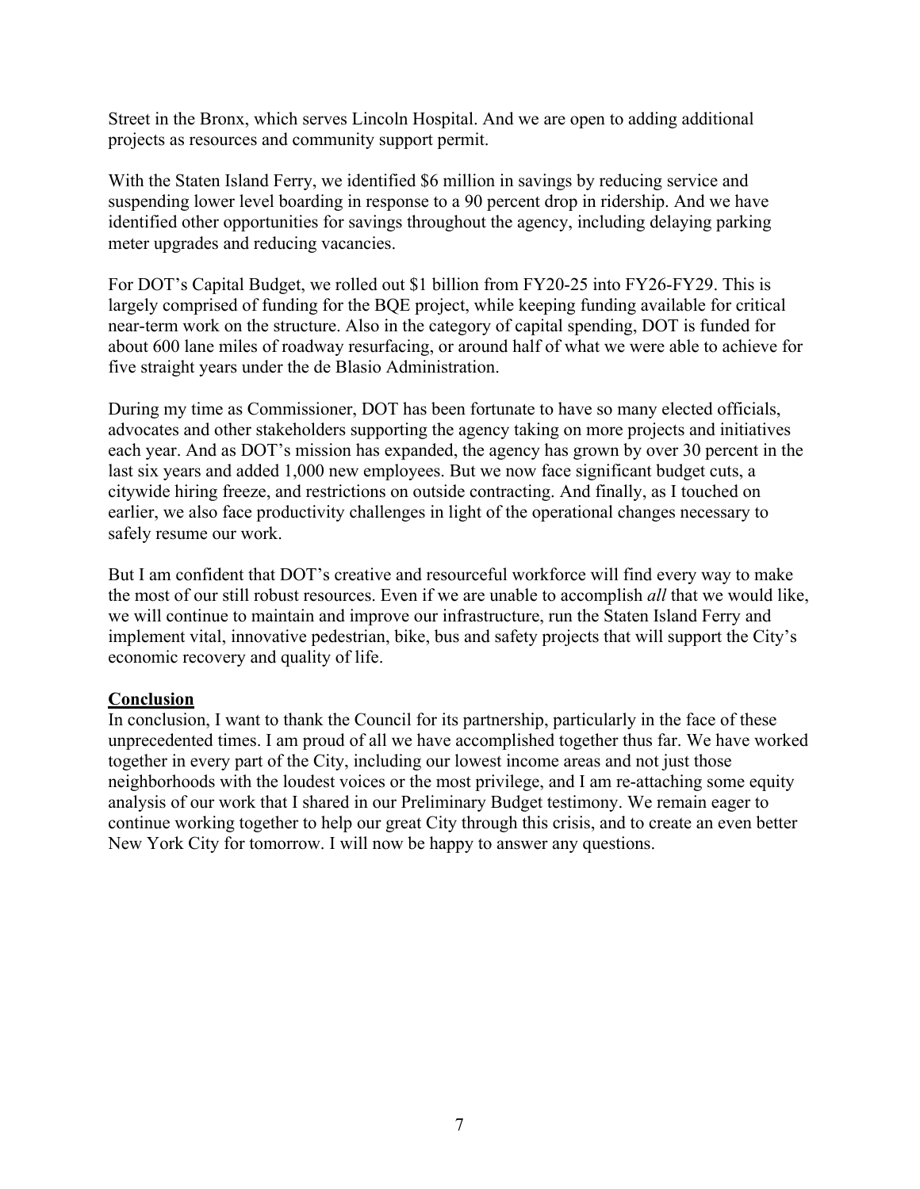Street in the Bronx, which serves Lincoln Hospital. And we are open to adding additional projects as resources and community support permit.

With the Staten Island Ferry, we identified $6 million in savings by reducing service and suspending lower level boarding in response to a 90 percent drop in ridership. And we have identified other opportunities for savings throughout the agency, including delaying parking meter upgrades and reducing vacancies.

For DOT's Capital Budget, we rolled out $1 billion from FY20-25 into FY26-FY29. This is largely comprised of funding for the BQE project, while keeping funding available for critical near-term work on the structure. Also in the category of capital spending, DOT is funded for about 600 lane miles of roadway resurfacing, or around half of what we were able to achieve for five straight years under the de Blasio Administration.

During my time as Commissioner, DOT has been fortunate to have so many elected officials, advocates and other stakeholders supporting the agency taking on more projects and initiatives each year. And as DOT's mission has expanded, the agency has grown by over 30 percent in the last six years and added 1,000 new employees. But we now face significant budget cuts, a citywide hiring freeze, and restrictions on outside contracting. And finally, as I touched on earlier, we also face productivity challenges in light of the operational changes necessary to safely resume our work.

But I am confident that DOT's creative and resourceful workforce will find every way to make the most of our still robust resources. Even if we are unable to accomplish *all* that we would like, we will continue to maintain and improve our infrastructure, run the Staten Island Ferry and implement vital, innovative pedestrian, bike, bus and safety projects that will support the City's economic recovery and quality of life.

## Conclusion

In conclusion, I want to thank the Council for its partnership, particularly in the face of these unprecedented times. I am proud of all we have accomplished together thus far. We have worked together in every part of the City, including our lowest income areas and not just those neighborhoods with the loudest voices or the most privilege, and I am re-attaching some equity analysis of our work that I shared in our Preliminary Budget testimony. We remain eager to continue working together to help our great City through this crisis, and to create an even better New York City for tomorrow. I will now be happy to answer any questions.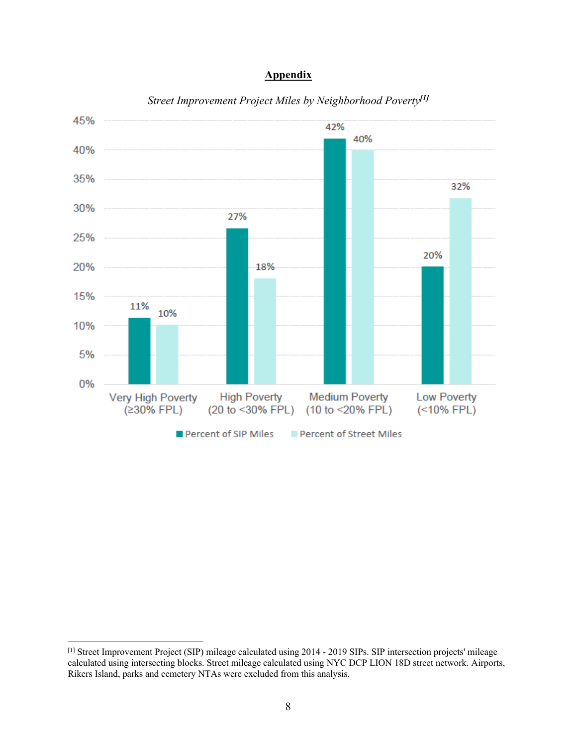## Appendix

*Street Improvement Project Miles by Neighborhood Poverty*[1]

| | Percent of SIP Miles | Percent of Street Miles |
|---|---|---|
| Very High Poverty (≥30% FPL) | 11% | 10% |
| High Poverty (20 to <30% FPL) | 27% | 18% |
| Medium Poverty (10 to <20% FPL) | 42% | 40% |
| Low Poverty (<10% FPL) | 20% | 32% |

[1] Street Improvement Project (SIP) mileage calculated using 2014 - 2019 SIPs. SIP intersection projects' mileage calculated using intersecting blocks. Street mileage calculated using NYC DCP LION 18D street network. Airports, Rikers Island, parks and cemetery NTAs were excluded from this analysis.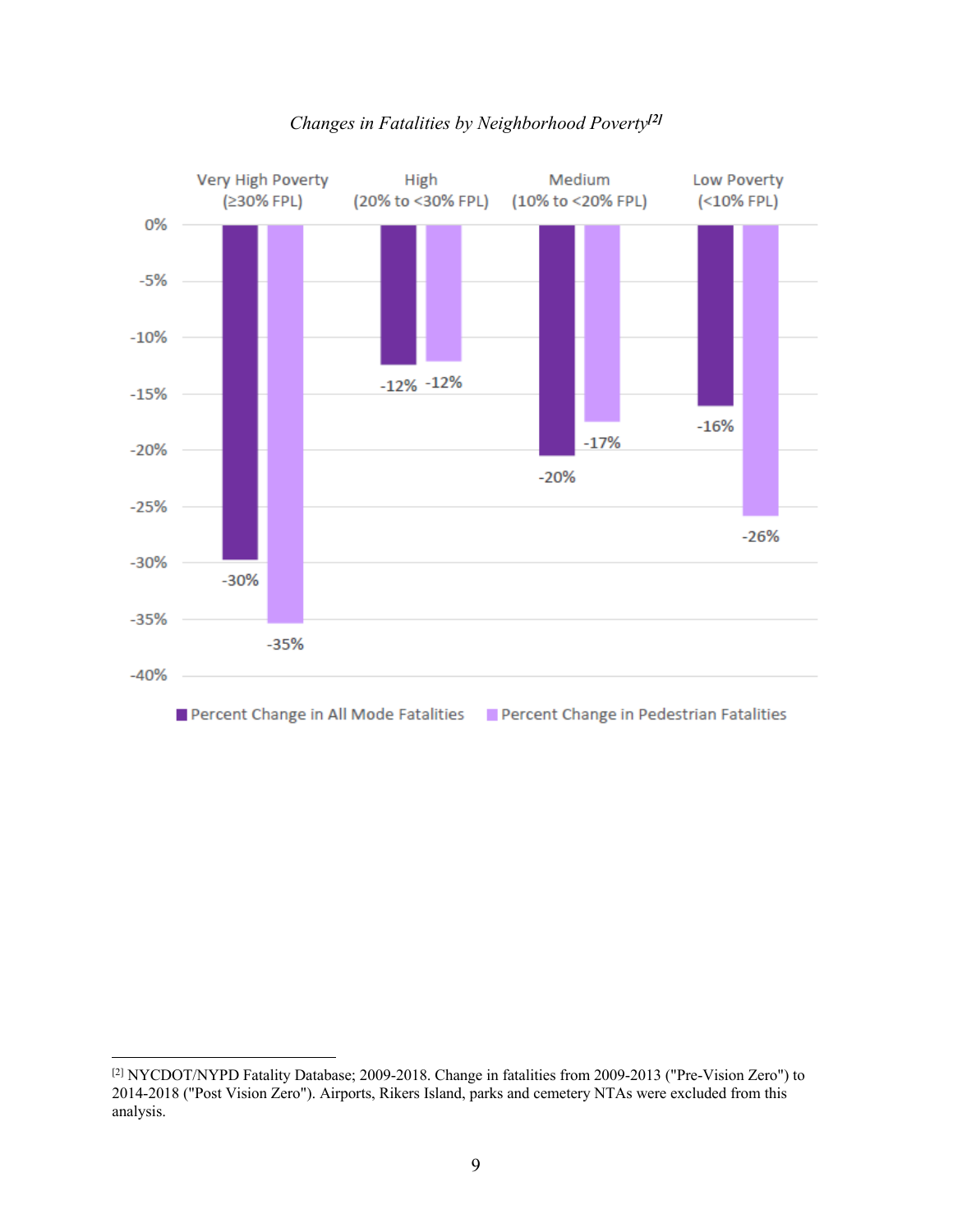*Changes in Fatalities by Neighborhood Poverty*[2]

Very High Poverty (≥30% FPL)

High (20% to <30% FPL)

Medium (10% to <20% FPL)

Low Poverty (<10% FPL)

0%
-5%
-10%
-15%
-20%
-25%
-30%
-35%
-40%

-30%
-35%
-12%
-12%
-20%
-17%
-16%
-26%

Percent Change in All Mode Fatalities

Percent Change in Pedestrian Fatalities

---

[2] NYCDOT/NYPD Fatality Database; 2009-2018. Change in fatalities from 2009-2013 ("Pre-Vision Zero") to 2014-2018 ("Post Vision Zero"). Airports, Rikers Island, parks and cemetery NTAs were excluded from this analysis.